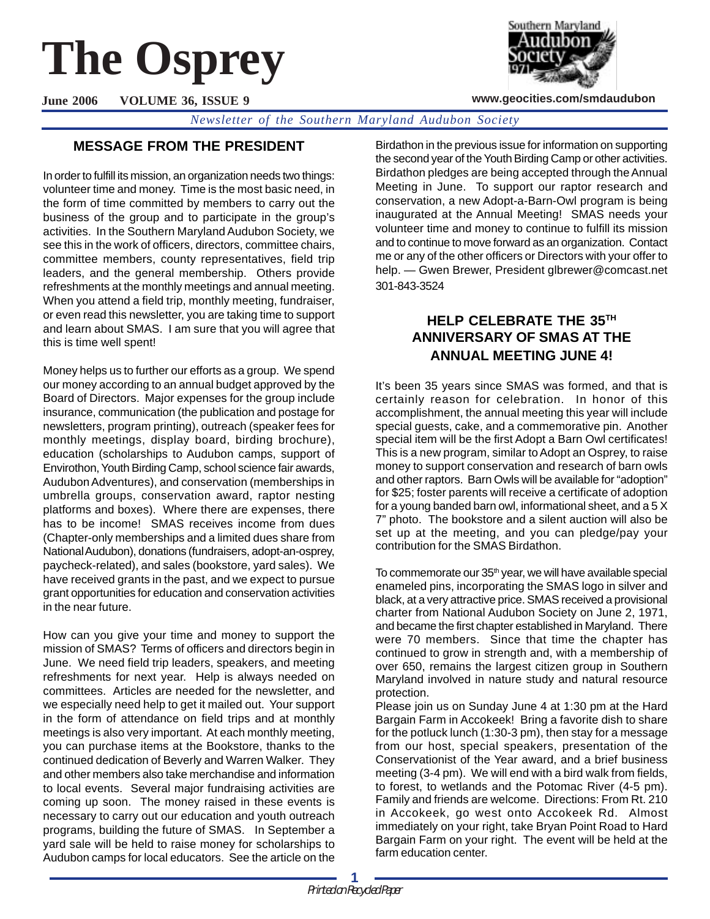# The Osprey

**June 2006 VOLUME 36, ISSUE 9** **www.geocities.com/smdaudubon**

*Newsletter of the Southern Maryland Audubon Society*

## MESSAGE FROM THE PRESIDENT

In order to fulfill its mission, an organization needs two things: volunteer time and money. Time is the most basic need, in the form of time committed by members to carry out the business of the group and to participate in the group's activities. In the Southern Maryland Audubon Society, we see this in the work of officers, directors, committee chairs, committee members, county representatives, field trip leaders, and the general membership. Others provide refreshments at the monthly meetings and annual meeting. When you attend a field trip, monthly meeting, fundraiser, or even read this newsletter, you are taking time to support and learn about SMAS. I am sure that you will agree that this is time well spent!

Money helps us to further our efforts as a group. We spend our money according to an annual budget approved by the Board of Directors. Major expenses for the group include insurance, communication (the publication and postage for newsletters, program printing), outreach (speaker fees for monthly meetings, display board, birding brochure), education (scholarships to Audubon camps, support of Envirothon, Youth Birding Camp, school science fair awards, Audubon Adventures), and conservation (memberships in umbrella groups, conservation award, raptor nesting platforms and boxes). Where there are expenses, there has to be income! SMAS receives income from dues (Chapter-only memberships and a limited dues share from National Audubon), donations (fundraisers, adopt-an-osprey, paycheck-related), and sales (bookstore, yard sales). We have received grants in the past, and we expect to pursue grant opportunities for education and conservation activities in the near future.

How can you give your time and money to support the mission of SMAS? Terms of officers and directors begin in June. We need field trip leaders, speakers, and meeting refreshments for next year. Help is always needed on committees. Articles are needed for the newsletter, and we especially need help to get it mailed out. Your support in the form of attendance on field trips and at monthly meetings is also very important. At each monthly meeting, you can purchase items at the Bookstore, thanks to the continued dedication of Beverly and Warren Walker. They and other members also take merchandise and information to local events. Several major fundraising activities are coming up soon. The money raised in these events is necessary to carry out our education and youth outreach programs, building the future of SMAS. In September a yard sale will be held to raise money for scholarships to Audubon camps for local educators. See the article on the Birdathon in the previous issue for information on supporting the second year of the Youth Birding Camp or other activities. Birdathon pledges are being accepted through the Annual Meeting in June. To support our raptor research and conservation, a new Adopt-a-Barn-Owl program is being inaugurated at the Annual Meeting! SMAS needs your volunteer time and money to continue to fulfill its mission and to continue to move forward as an organization. Contact me or any of the other officers or Directors with your offer to help. — Gwen Brewer, President glbrewer@comcast.net 301-843-3524

## HELP CELEBRATE THE 35TH ANNIVERSARY OF SMAS AT THE ANNUAL MEETING JUNE 4!

It's been 35 years since SMAS was formed, and that is certainly reason for celebration. In honor of this accomplishment, the annual meeting this year will include special guests, cake, and a commemorative pin. Another special item will be the first Adopt a Barn Owl certificates! This is a new program, similar to Adopt an Osprey, to raise money to support conservation and research of barn owls and other raptors. Barn Owls will be available for "adoption" for $25; foster parents will receive a certificate of adoption for a young banded barn owl, informational sheet, and a 5 X 7" photo. The bookstore and a silent auction will also be set up at the meeting, and you can pledge/pay your contribution for the SMAS Birdathon.

To commemorate our 35th year, we will have available special enameled pins, incorporating the SMAS logo in silver and black, at a very attractive price. SMAS received a provisional charter from National Audubon Society on June 2, 1971, and became the first chapter established in Maryland. There were 70 members. Since that time the chapter has continued to grow in strength and, with a membership of over 650, remains the largest citizen group in Southern Maryland involved in nature study and natural resource protection.

Please join us on Sunday June 4 at 1:30 pm at the Hard Bargain Farm in Accokeek! Bring a favorite dish to share for the potluck lunch (1:30-3 pm), then stay for a message from our host, special speakers, presentation of the Conservationist of the Year award, and a brief business meeting (3-4 pm). We will end with a bird walk from fields, to forest, to wetlands and the Potomac River (4-5 pm). Family and friends are welcome. Directions: From Rt. 210 in Accokeek, go west onto Accokeek Rd. Almost immediately on your right, take Bryan Point Road to Hard Bargain Farm on your right. The event will be held at the farm education center.

*Printed on Recycled Paper*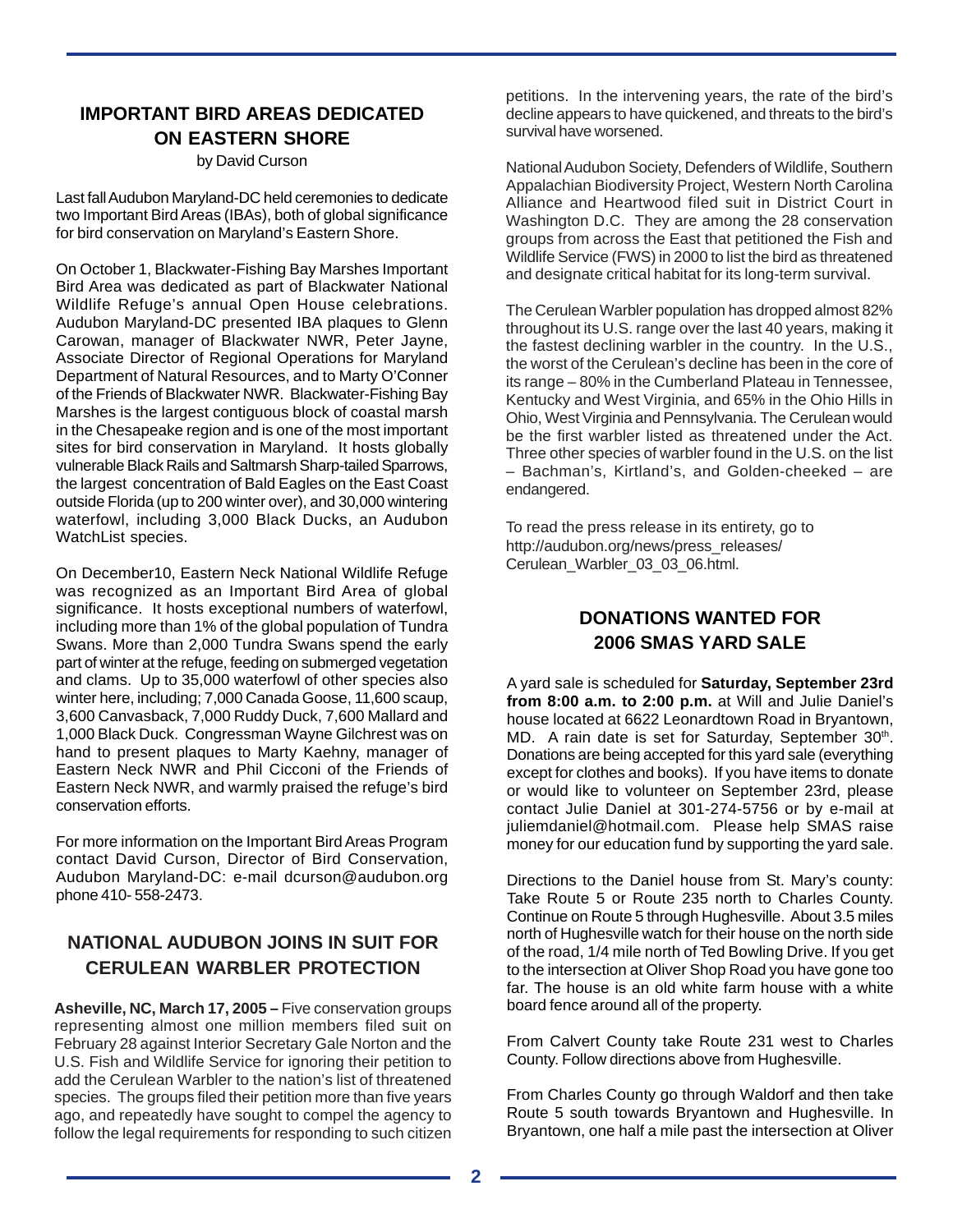## IMPORTANT BIRD AREAS DEDICATED ON EASTERN SHORE

by David Curson

Last fall Audubon Maryland-DC held ceremonies to dedicate two Important Bird Areas (IBAs), both of global significance for bird conservation on Maryland's Eastern Shore.

On October 1, Blackwater-Fishing Bay Marshes Important Bird Area was dedicated as part of Blackwater National Wildlife Refuge's annual Open House celebrations. Audubon Maryland-DC presented IBA plaques to Glenn Carowan, manager of Blackwater NWR, Peter Jayne, Associate Director of Regional Operations for Maryland Department of Natural Resources, and to Marty O'Conner of the Friends of Blackwater NWR. Blackwater-Fishing Bay Marshes is the largest contiguous block of coastal marsh in the Chesapeake region and is one of the most important sites for bird conservation in Maryland. It hosts globally vulnerable Black Rails and Saltmarsh Sharp-tailed Sparrows, the largest concentration of Bald Eagles on the East Coast outside Florida (up to 200 winter over), and 30,000 wintering waterfowl, including 3,000 Black Ducks, an Audubon WatchList species.

On December10, Eastern Neck National Wildlife Refuge was recognized as an Important Bird Area of global significance. It hosts exceptional numbers of waterfowl, including more than 1% of the global population of Tundra Swans. More than 2,000 Tundra Swans spend the early part of winter at the refuge, feeding on submerged vegetation and clams. Up to 35,000 waterfowl of other species also winter here, including; 7,000 Canada Goose, 11,600 scaup, 3,600 Canvasback, 7,000 Ruddy Duck, 7,600 Mallard and 1,000 Black Duck. Congressman Wayne Gilchrest was on hand to present plaques to Marty Kaehny, manager of Eastern Neck NWR and Phil Cicconi of the Friends of Eastern Neck NWR, and warmly praised the refuge's bird conservation efforts.

For more information on the Important Bird Areas Program contact David Curson, Director of Bird Conservation, Audubon Maryland-DC: e-mail dcurson@audubon.org phone 410- 558-2473.

## NATIONAL AUDUBON JOINS IN SUIT FOR CERULEAN WARBLER PROTECTION

**Asheville, NC, March 17, 2005 –** Five conservation groups representing almost one million members filed suit on February 28 against Interior Secretary Gale Norton and the U.S. Fish and Wildlife Service for ignoring their petition to add the Cerulean Warbler to the nation's list of threatened species. The groups filed their petition more than five years ago, and repeatedly have sought to compel the agency to follow the legal requirements for responding to such citizen petitions. In the intervening years, the rate of the bird's decline appears to have quickened, and threats to the bird's survival have worsened.

National Audubon Society, Defenders of Wildlife, Southern Appalachian Biodiversity Project, Western North Carolina Alliance and Heartwood filed suit in District Court in Washington D.C. They are among the 28 conservation groups from across the East that petitioned the Fish and Wildlife Service (FWS) in 2000 to list the bird as threatened and designate critical habitat for its long-term survival.

The Cerulean Warbler population has dropped almost 82% throughout its U.S. range over the last 40 years, making it the fastest declining warbler in the country. In the U.S., the worst of the Cerulean's decline has been in the core of its range – 80% in the Cumberland Plateau in Tennessee, Kentucky and West Virginia, and 65% in the Ohio Hills in Ohio, West Virginia and Pennsylvania. The Cerulean would be the first warbler listed as threatened under the Act. Three other species of warbler found in the U.S. on the list – Bachman's, Kirtland's, and Golden-cheeked – are endangered.

To read the press release in its entirety, go to http://audubon.org/news/press_releases/Cerulean_Warbler_03_03_06.html.

## DONATIONS WANTED FOR 2006 SMAS YARD SALE

A yard sale is scheduled for **Saturday, September 23rd from 8:00 a.m. to 2:00 p.m.** at Will and Julie Daniel's house located at 6622 Leonardtown Road in Bryantown, MD. A rain date is set for Saturday, September 30th. Donations are being accepted for this yard sale (everything except for clothes and books). If you have items to donate or would like to volunteer on September 23rd, please contact Julie Daniel at 301-274-5756 or by e-mail at juliemdaniel@hotmail.com. Please help SMAS raise money for our education fund by supporting the yard sale.

Directions to the Daniel house from St. Mary's county: Take Route 5 or Route 235 north to Charles County. Continue on Route 5 through Hughesville. About 3.5 miles north of Hughesville watch for their house on the north side of the road, 1/4 mile north of Ted Bowling Drive. If you get to the intersection at Oliver Shop Road you have gone too far. The house is an old white farm house with a white board fence around all of the property.

From Calvert County take Route 231 west to Charles County. Follow directions above from Hughesville.

From Charles County go through Waldorf and then take Route 5 south towards Bryantown and Hughesville. In Bryantown, one half a mile past the intersection at Oliver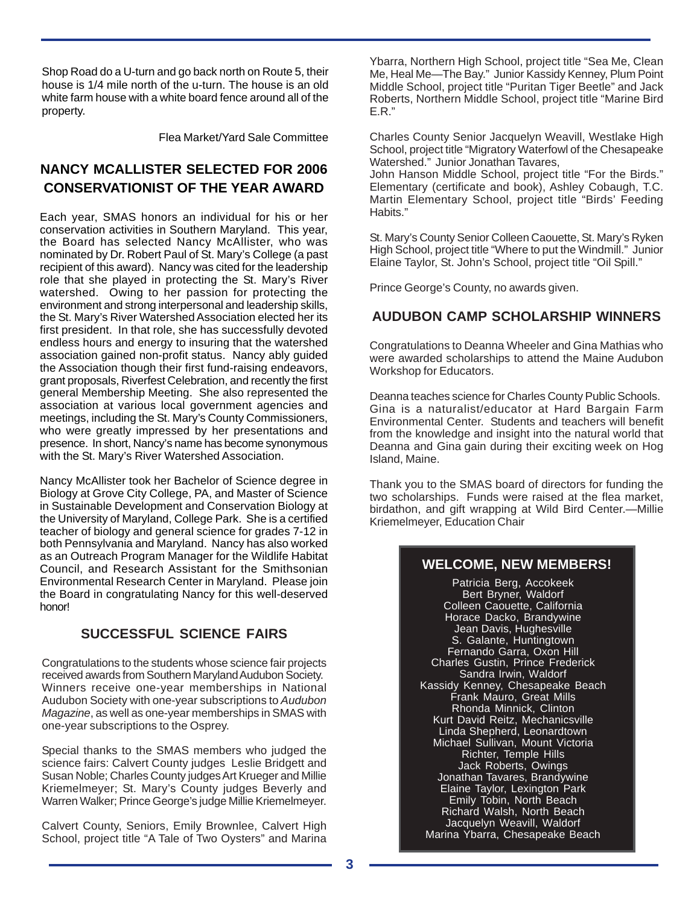Shop Road do a U-turn and go back north on Route 5, their house is 1/4 mile north of the u-turn. The house is an old white farm house with a white board fence around all of the property.

Flea Market/Yard Sale Committee

## NANCY MCALLISTER SELECTED FOR 2006 CONSERVATIONIST OF THE YEAR AWARD

Each year, SMAS honors an individual for his or her conservation activities in Southern Maryland. This year, the Board has selected Nancy McAllister, who was nominated by Dr. Robert Paul of St. Mary's College (a past recipient of this award). Nancy was cited for the leadership role that she played in protecting the St. Mary's River watershed. Owing to her passion for protecting the environment and strong interpersonal and leadership skills, the St. Mary's River Watershed Association elected her its first president. In that role, she has successfully devoted endless hours and energy to insuring that the watershed association gained non-profit status. Nancy ably guided the Association though their first fund-raising endeavors, grant proposals, Riverfest Celebration, and recently the first general Membership Meeting. She also represented the association at various local government agencies and meetings, including the St. Mary's County Commissioners, who were greatly impressed by her presentations and presence. In short, Nancy's name has become synonymous with the St. Mary's River Watershed Association.

Nancy McAllister took her Bachelor of Science degree in Biology at Grove City College, PA, and Master of Science in Sustainable Development and Conservation Biology at the University of Maryland, College Park. She is a certified teacher of biology and general science for grades 7-12 in both Pennsylvania and Maryland. Nancy has also worked as an Outreach Program Manager for the Wildlife Habitat Council, and Research Assistant for the Smithsonian Environmental Research Center in Maryland. Please join the Board in congratulating Nancy for this well-deserved honor!

## SUCCESSFUL SCIENCE FAIRS

Congratulations to the students whose science fair projects received awards from Southern Maryland Audubon Society. Winners receive one-year memberships in National Audubon Society with one-year subscriptions to *Audubon Magazine*, as well as one-year memberships in SMAS with one-year subscriptions to the Osprey.

Special thanks to the SMAS members who judged the science fairs: Calvert County judges Leslie Bridgett and Susan Noble; Charles County judges Art Krueger and Millie Kriemelmeyer; St. Mary's County judges Beverly and Warren Walker; Prince George's judge Millie Kriemelmeyer.

Calvert County, Seniors, Emily Brownlee, Calvert High School, project title "A Tale of Two Oysters" and Marina Ybarra, Northern High School, project title "Sea Me, Clean Me, Heal Me—The Bay." Junior Kassidy Kenney, Plum Point Middle School, project title "Puritan Tiger Beetle" and Jack Roberts, Northern Middle School, project title "Marine Bird E.R."

Charles County Senior Jacquelyn Weavill, Westlake High School, project title "Migratory Waterfowl of the Chesapeake Watershed." Junior Jonathan Tavares,
John Hanson Middle School, project title "For the Birds." Elementary (certificate and book), Ashley Cobaugh, T.C. Martin Elementary School, project title "Birds' Feeding Habits."

St. Mary's County Senior Colleen Caouette, St. Mary's Ryken High School, project title "Where to put the Windmill." Junior Elaine Taylor, St. John's School, project title "Oil Spill."

Prince George's County, no awards given.

## AUDUBON CAMP SCHOLARSHIP WINNERS

Congratulations to Deanna Wheeler and Gina Mathias who were awarded scholarships to attend the Maine Audubon Workshop for Educators.

Deanna teaches science for Charles County Public Schools. Gina is a naturalist/educator at Hard Bargain Farm Environmental Center. Students and teachers will benefit from the knowledge and insight into the natural world that Deanna and Gina gain during their exciting week on Hog Island, Maine.

Thank you to the SMAS board of directors for funding the two scholarships. Funds were raised at the flea market, birdathon, and gift wrapping at Wild Bird Center.—Millie Kriemelmeyer, Education Chair

## WELCOME, NEW MEMBERS!

Patricia Berg, Accokeek
Bert Bryner, Waldorf
Colleen Caouette, California
Horace Dacko, Brandywine
Jean Davis, Hughesville
S. Galante, Huntingtown
Fernando Garra, Oxon Hill
Charles Gustin, Prince Frederick
Sandra Irwin, Waldorf
Kassidy Kenney, Chesapeake Beach
Frank Mauro, Great Mills
Rhonda Minnick, Clinton
Kurt David Reitz, Mechanicsville
Linda Shepherd, Leonardtown
Michael Sullivan, Mount Victoria
Richter, Temple Hills
Jack Roberts, Owings
Jonathan Tavares, Brandywine
Elaine Taylor, Lexington Park
Emily Tobin, North Beach
Richard Walsh, North Beach
Jacquelyn Weavill, Waldorf
Marina Ybarra, Chesapeake Beach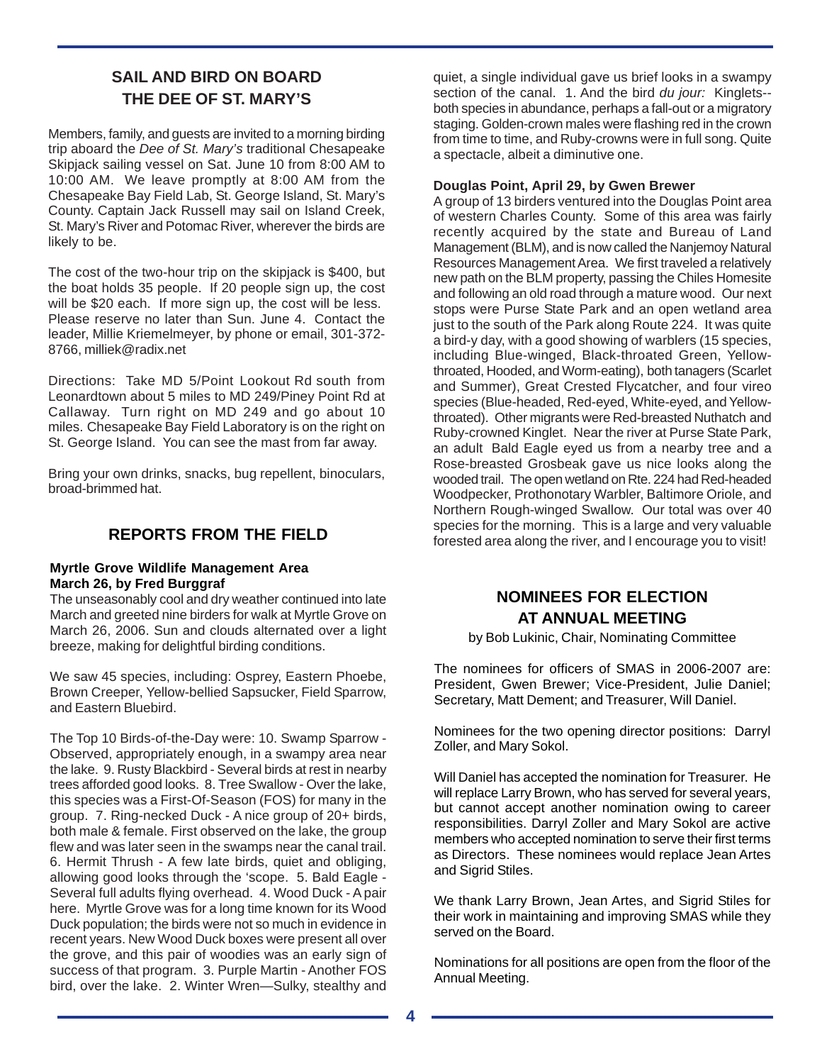## SAIL AND BIRD ON BOARD THE DEE OF ST. MARY'S

Members, family, and guests are invited to a morning birding trip aboard the *Dee of St. Mary's* traditional Chesapeake Skipjack sailing vessel on Sat. June 10 from 8:00 AM to 10:00 AM. We leave promptly at 8:00 AM from the Chesapeake Bay Field Lab, St. George Island, St. Mary's County. Captain Jack Russell may sail on Island Creek, St. Mary's River and Potomac River, wherever the birds are likely to be.

The cost of the two-hour trip on the skipjack is $400, but the boat holds 35 people. If 20 people sign up, the cost will be $20 each. If more sign up, the cost will be less. Please reserve no later than Sun. June 4. Contact the leader, Millie Kriemelmeyer, by phone or email, 301-372-8766, milliek@radix.net

Directions: Take MD 5/Point Lookout Rd south from Leonardtown about 5 miles to MD 249/Piney Point Rd at Callaway. Turn right on MD 249 and go about 10 miles. Chesapeake Bay Field Laboratory is on the right on St. George Island. You can see the mast from far away.

Bring your own drinks, snacks, bug repellent, binoculars, broad-brimmed hat.

## REPORTS FROM THE FIELD

**Myrtle Grove Wildlife Management Area**
**March 26, by Fred Burggraf**

The unseasonably cool and dry weather continued into late March and greeted nine birders for walk at Myrtle Grove on March 26, 2006. Sun and clouds alternated over a light breeze, making for delightful birding conditions.

We saw 45 species, including: Osprey, Eastern Phoebe, Brown Creeper, Yellow-bellied Sapsucker, Field Sparrow, and Eastern Bluebird.

The Top 10 Birds-of-the-Day were: 10. Swamp Sparrow - Observed, appropriately enough, in a swampy area near the lake. 9. Rusty Blackbird - Several birds at rest in nearby trees afforded good looks. 8. Tree Swallow - Over the lake, this species was a First-Of-Season (FOS) for many in the group. 7. Ring-necked Duck - A nice group of 20+ birds, both male & female. First observed on the lake, the group flew and was later seen in the swamps near the canal trail. 6. Hermit Thrush - A few late birds, quiet and obliging, allowing good looks through the 'scope. 5. Bald Eagle - Several full adults flying overhead. 4. Wood Duck - A pair here. Myrtle Grove was for a long time known for its Wood Duck population; the birds were not so much in evidence in recent years. New Wood Duck boxes were present all over the grove, and this pair of woodies was an early sign of success of that program. 3. Purple Martin - Another FOS bird, over the lake. 2. Winter Wren—Sulky, stealthy and quiet, a single individual gave us brief looks in a swampy section of the canal. 1. And the bird *du jour:* Kinglets--both species in abundance, perhaps a fall-out or a migratory staging. Golden-crown males were flashing red in the crown from time to time, and Ruby-crowns were in full song. Quite a spectacle, albeit a diminutive one.

**Douglas Point, April 29, by Gwen Brewer**

A group of 13 birders ventured into the Douglas Point area of western Charles County. Some of this area was fairly recently acquired by the state and Bureau of Land Management (BLM), and is now called the Nanjemoy Natural Resources Management Area. We first traveled a relatively new path on the BLM property, passing the Chiles Homesite and following an old road through a mature wood. Our next stops were Purse State Park and an open wetland area just to the south of the Park along Route 224. It was quite a bird-y day, with a good showing of warblers (15 species, including Blue-winged, Black-throated Green, Yellow-throated, Hooded, and Worm-eating), both tanagers (Scarlet and Summer), Great Crested Flycatcher, and four vireo species (Blue-headed, Red-eyed, White-eyed, and Yellow-throated). Other migrants were Red-breasted Nuthatch and Ruby-crowned Kinglet. Near the river at Purse State Park, an adult Bald Eagle eyed us from a nearby tree and a Rose-breasted Grosbeak gave us nice looks along the wooded trail. The open wetland on Rte. 224 had Red-headed Woodpecker, Prothonotary Warbler, Baltimore Oriole, and Northern Rough-winged Swallow. Our total was over 40 species for the morning. This is a large and very valuable forested area along the river, and I encourage you to visit!

## NOMINEES FOR ELECTION AT ANNUAL MEETING

by Bob Lukinic, Chair, Nominating Committee

The nominees for officers of SMAS in 2006-2007 are: President, Gwen Brewer; Vice-President, Julie Daniel; Secretary, Matt Dement; and Treasurer, Will Daniel.

Nominees for the two opening director positions: Darryl Zoller, and Mary Sokol.

Will Daniel has accepted the nomination for Treasurer. He will replace Larry Brown, who has served for several years, but cannot accept another nomination owing to career responsibilities. Darryl Zoller and Mary Sokol are active members who accepted nomination to serve their first terms as Directors. These nominees would replace Jean Artes and Sigrid Stiles.

We thank Larry Brown, Jean Artes, and Sigrid Stiles for their work in maintaining and improving SMAS while they served on the Board.

Nominations for all positions are open from the floor of the Annual Meeting.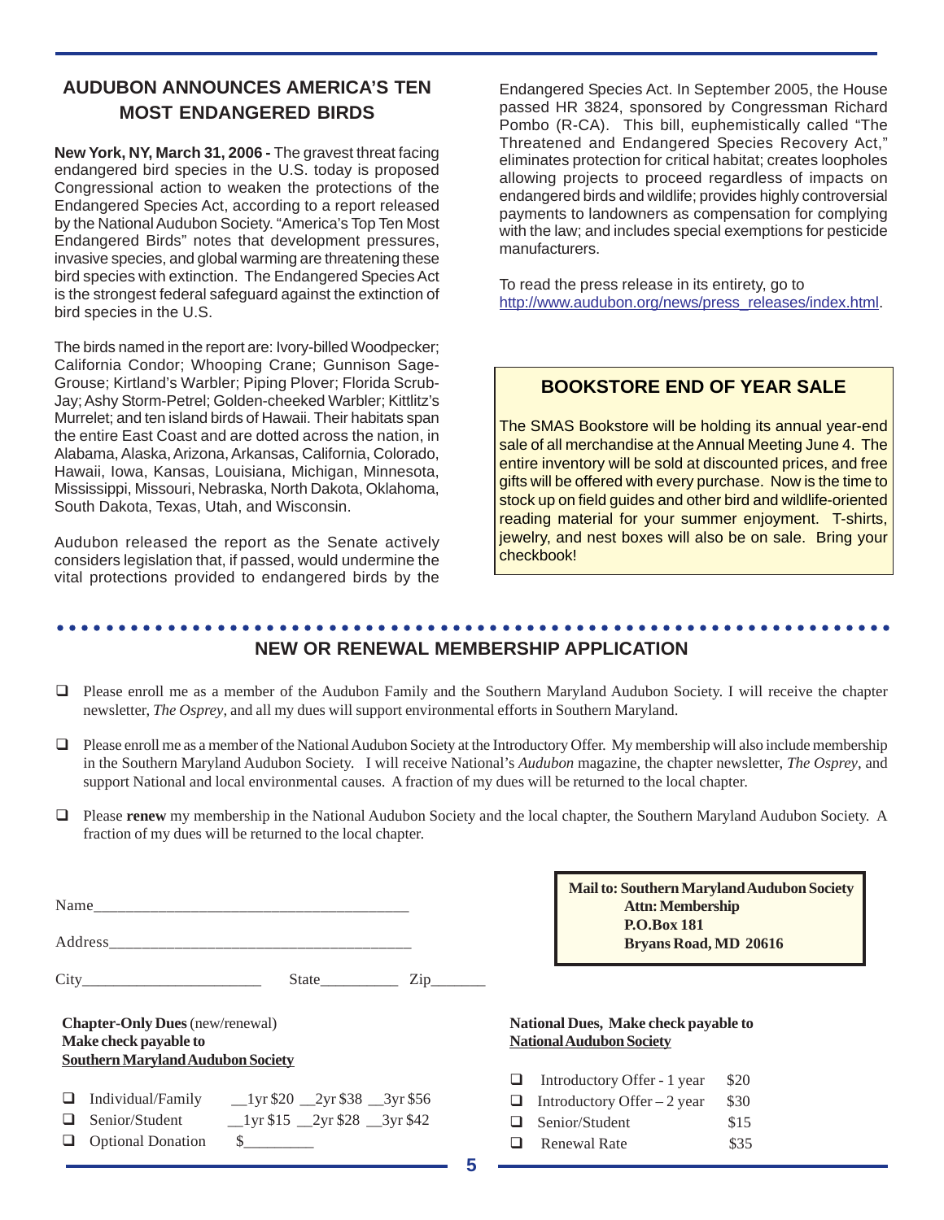## AUDUBON ANNOUNCES AMERICA'S TEN MOST ENDANGERED BIRDS

**New York, NY, March 31, 2006 -** The gravest threat facing endangered bird species in the U.S. today is proposed Congressional action to weaken the protections of the Endangered Species Act, according to a report released by the National Audubon Society. "America's Top Ten Most Endangered Birds" notes that development pressures, invasive species, and global warming are threatening these bird species with extinction. The Endangered Species Act is the strongest federal safeguard against the extinction of bird species in the U.S.

The birds named in the report are: Ivory-billed Woodpecker; California Condor; Whooping Crane; Gunnison Sage-Grouse; Kirtland's Warbler; Piping Plover; Florida Scrub-Jay; Ashy Storm-Petrel; Golden-cheeked Warbler; Kittlitz's Murrelet; and ten island birds of Hawaii. Their habitats span the entire East Coast and are dotted across the nation, in Alabama, Alaska, Arizona, Arkansas, California, Colorado, Hawaii, Iowa, Kansas, Louisiana, Michigan, Minnesota, Mississippi, Missouri, Nebraska, North Dakota, Oklahoma, South Dakota, Texas, Utah, and Wisconsin.

Audubon released the report as the Senate actively considers legislation that, if passed, would undermine the vital protections provided to endangered birds by the Endangered Species Act. In September 2005, the House passed HR 3824, sponsored by Congressman Richard Pombo (R-CA). This bill, euphemistically called "The Threatened and Endangered Species Recovery Act," eliminates protection for critical habitat; creates loopholes allowing projects to proceed regardless of impacts on endangered birds and wildlife; provides highly controversial payments to landowners as compensation for complying with the law; and includes special exemptions for pesticide manufacturers.

To read the press release in its entirety, go to http://www.audubon.org/news/press_releases/index.html.

## BOOKSTORE END OF YEAR SALE

The SMAS Bookstore will be holding its annual year-end sale of all merchandise at the Annual Meeting June 4. The entire inventory will be sold at discounted prices, and free gifts will be offered with every purchase. Now is the time to stock up on field guides and other bird and wildlife-oriented reading material for your summer enjoyment. T-shirts, jewelry, and nest boxes will also be on sale. Bring your checkbook!

## NEW OR RENEWAL MEMBERSHIP APPLICATION

- ❑ Please enroll me as a member of the Audubon Family and the Southern Maryland Audubon Society. I will receive the chapter newsletter, *The Osprey*, and all my dues will support environmental efforts in Southern Maryland.
- ❑ Please enroll me as a member of the National Audubon Society at the Introductory Offer. My membership will also include membership in the Southern Maryland Audubon Society. I will receive National's *Audubon* magazine, the chapter newsletter, *The Osprey*, and support National and local environmental causes. A fraction of my dues will be returned to the local chapter.
- ❑ Please **renew** my membership in the National Audubon Society and the local chapter, the Southern Maryland Audubon Society. A fraction of my dues will be returned to the local chapter.

Name_______________________________________

Address_____________________________________

City______________________ State__________ Zip_______

**Mail to: Southern Maryland Audubon Society**
**Attn: Membership**
**P.O.Box 181**
**Bryans Road, MD 20616**

**Chapter-Only Dues** (new/renewal)
**Make check payable to**
**Southern Maryland Audubon Society**

- ❑ Individual/Family __1yr $20 __2yr $38 __3yr $56
- ❑ Senior/Student __1yr $15 __2yr $28 __3yr $42
- ❑ Optional Donation $_________

**National Dues, Make check payable to**
**National Audubon Society**

- ❑ Introductory Offer - 1 year $20
- ❑ Introductory Offer – 2 year $30
- ❑ Senior/Student $15
- ❑ Renewal Rate $35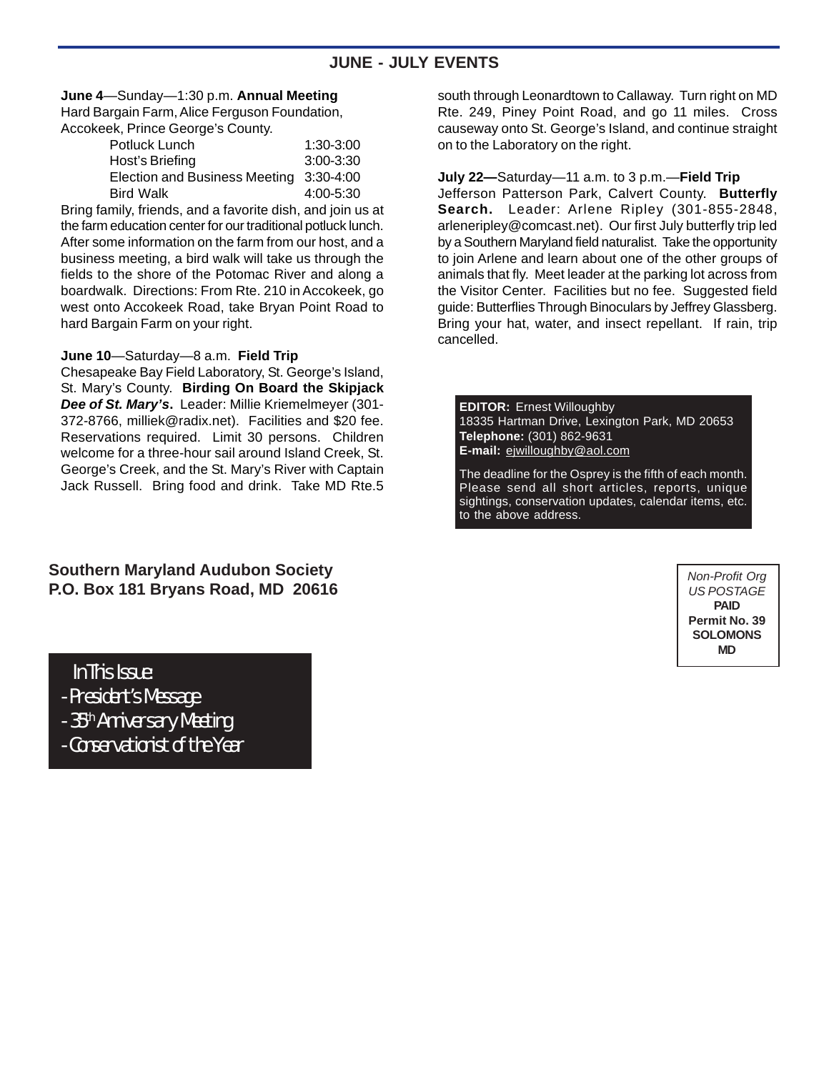## JUNE - JULY EVENTS

**June 4**—Sunday—1:30 p.m. **Annual Meeting**
Hard Bargain Farm, Alice Ferguson Foundation, Accokeek, Prince George's County.

| | |
|---|---|
| Potluck Lunch | 1:30-3:00 |
| Host's Briefing | 3:00-3:30 |
| Election and Business Meeting | 3:30-4:00 |
| Bird Walk | 4:00-5:30 |

Bring family, friends, and a favorite dish, and join us at the farm education center for our traditional potluck lunch. After some information on the farm from our host, and a business meeting, a bird walk will take us through the fields to the shore of the Potomac River and along a boardwalk. Directions: From Rte. 210 in Accokeek, go west onto Accokeek Road, take Bryan Point Road to hard Bargain Farm on your right.

**June 10**—Saturday—8 a.m. **Field Trip**
Chesapeake Bay Field Laboratory, St. George's Island, St. Mary's County. **Birding On Board the Skipjack *Dee of St. Mary's*.** Leader: Millie Kriemelmeyer (301-372-8766, milliek@radix.net). Facilities and $20 fee. Reservations required. Limit 30 persons. Children welcome for a three-hour sail around Island Creek, St. George's Creek, and the St. Mary's River with Captain Jack Russell. Bring food and drink. Take MD Rte.5 south through Leonardtown to Callaway. Turn right on MD Rte. 249, Piney Point Road, and go 11 miles. Cross causeway onto St. George's Island, and continue straight on to the Laboratory on the right.

**July 22—**Saturday—11 a.m. to 3 p.m.—**Field Trip**
Jefferson Patterson Park, Calvert County. **Butterfly Search.** Leader: Arlene Ripley (301-855-2848, arleneripley@comcast.net). Our first July butterfly trip led by a Southern Maryland field naturalist. Take the opportunity to join Arlene and learn about one of the other groups of animals that fly. Meet leader at the parking lot across from the Visitor Center. Facilities but no fee. Suggested field guide: Butterflies Through Binoculars by Jeffrey Glassberg. Bring your hat, water, and insect repellant. If rain, trip cancelled.

**EDITOR:** Ernest Willoughby
18335 Hartman Drive, Lexington Park, MD 20653
**Telephone:** (301) 862-9631
**E-mail:** ejwilloughby@aol.com

The deadline for the Osprey is the fifth of each month. Please send all short articles, reports, unique sightings, conservation updates, calendar items, etc. to the above address.

**Southern Maryland Audubon Society**
**P.O. Box 181 Bryans Road, MD 20616**

*Non-Profit Org*
*US POSTAGE*
**PAID**
**Permit No. 39**
**SOLOMONS**
**MD**

In This Issue:
- President's Message
- 35th Anniversary Meeting
- Conservationist of the Year